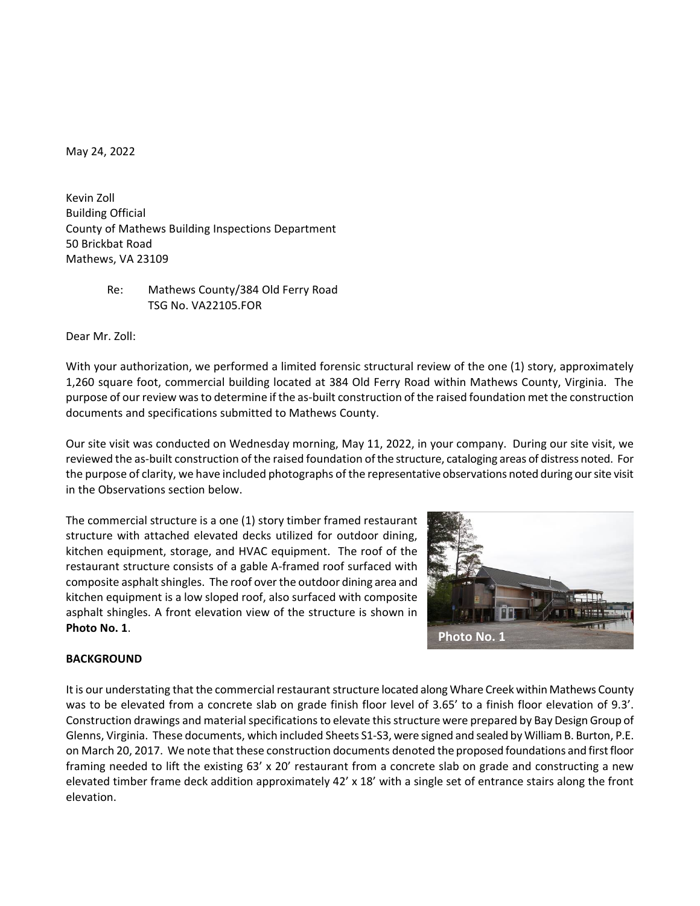May 24, 2022

Kevin Zoll
Building Official
County of Mathews Building Inspections Department
50 Brickbat Road
Mathews, VA 23109

Re: Mathews County/384 Old Ferry Road
TSG No. VA22105.FOR

Dear Mr. Zoll:

With your authorization, we performed a limited forensic structural review of the one (1) story, approximately 1,260 square foot, commercial building located at 384 Old Ferry Road within Mathews County, Virginia. The purpose of our review was to determine if the as-built construction of the raised foundation met the construction documents and specifications submitted to Mathews County.

Our site visit was conducted on Wednesday morning, May 11, 2022, in your company. During our site visit, we reviewed the as-built construction of the raised foundation of the structure, cataloging areas of distress noted. For the purpose of clarity, we have included photographs of the representative observations noted during our site visit in the Observations section below.

The commercial structure is a one (1) story timber framed restaurant structure with attached elevated decks utilized for outdoor dining, kitchen equipment, storage, and HVAC equipment. The roof of the restaurant structure consists of a gable A-framed roof surfaced with composite asphalt shingles. The roof over the outdoor dining area and kitchen equipment is a low sloped roof, also surfaced with composite asphalt shingles. A front elevation view of the structure is shown in **Photo No. 1**.

Photo No. 1

**BACKGROUND**

It is our understating that the commercial restaurant structure located along Whare Creek within Mathews County was to be elevated from a concrete slab on grade finish floor level of 3.65' to a finish floor elevation of 9.3'. Construction drawings and material specifications to elevate this structure were prepared by Bay Design Group of Glenns, Virginia. These documents, which included Sheets S1-S3, were signed and sealed by William B. Burton, P.E. on March 20, 2017. We note that these construction documents denoted the proposed foundations and first floor framing needed to lift the existing 63' x 20' restaurant from a concrete slab on grade and constructing a new elevated timber frame deck addition approximately 42' x 18' with a single set of entrance stairs along the front elevation.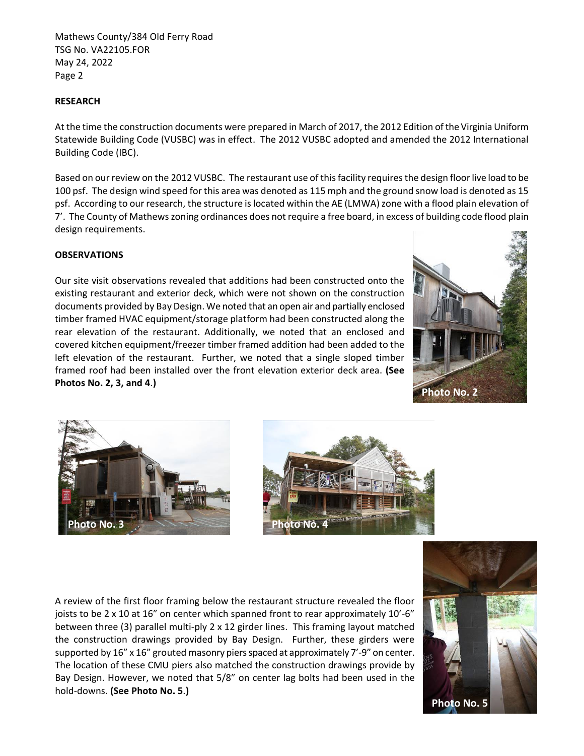## RESEARCH

At the time the construction documents were prepared in March of 2017, the 2012 Edition of the Virginia Uniform Statewide Building Code (VUSBC) was in effect. The 2012 VUSBC adopted and amended the 2012 International Building Code (IBC).

Based on our review on the 2012 VUSBC. The restaurant use of this facility requires the design floor live load to be 100 psf. The design wind speed for this area was denoted as 115 mph and the ground snow load is denoted as 15 psf. According to our research, the structure is located within the AE (LMWA) zone with a flood plain elevation of 7'. The County of Mathews zoning ordinances does not require a free board, in excess of building code flood plain design requirements.

## OBSERVATIONS

Our site visit observations revealed that additions had been constructed onto the existing restaurant and exterior deck, which were not shown on the construction documents provided by Bay Design. We noted that an open air and partially enclosed timber framed HVAC equipment/storage platform had been constructed along the rear elevation of the restaurant. Additionally, we noted that an enclosed and covered kitchen equipment/freezer timber framed addition had been added to the left elevation of the restaurant. Further, we noted that a single sloped timber framed roof had been installed over the front elevation exterior deck area. **(See Photos No. 2, 3, and 4.)**

Photo No. 2

Photo No. 3

Photo No. 4

A review of the first floor framing below the restaurant structure revealed the floor joists to be 2 x 10 at 16" on center which spanned front to rear approximately 10'-6" between three (3) parallel multi-ply 2 x 12 girder lines. This framing layout matched the construction drawings provided by Bay Design. Further, these girders were supported by 16" x 16" grouted masonry piers spaced at approximately 7'-9" on center. The location of these CMU piers also matched the construction drawings provide by Bay Design. However, we noted that 5/8" on center lag bolts had been used in the hold-downs. **(See Photo No. 5.)**

Photo No. 5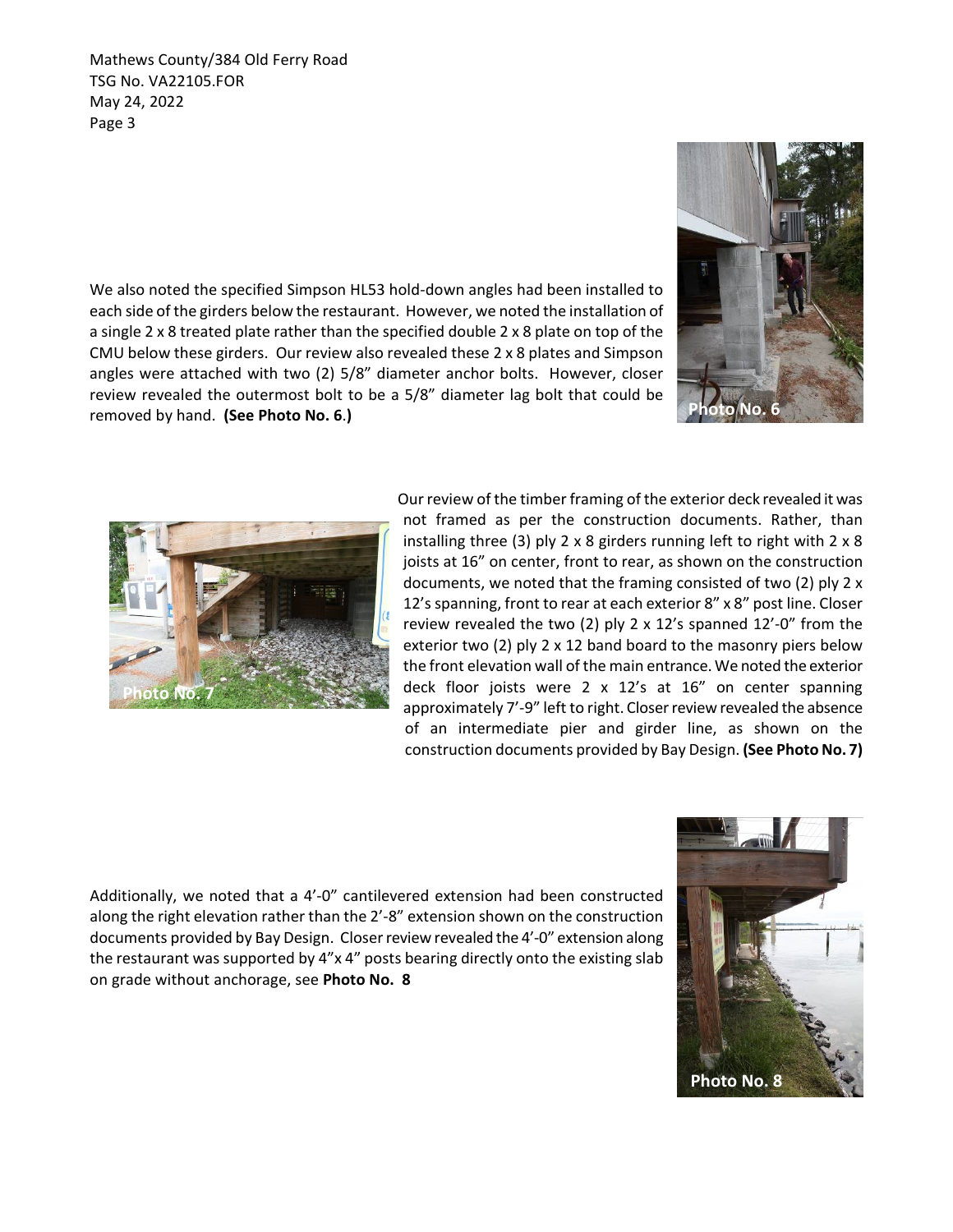We also noted the specified Simpson HL53 hold-down angles had been installed to each side of the girders below the restaurant. However, we noted the installation of a single 2 x 8 treated plate rather than the specified double 2 x 8 plate on top of the CMU below these girders. Our review also revealed these 2 x 8 plates and Simpson angles were attached with two (2) 5/8" diameter anchor bolts. However, closer review revealed the outermost bolt to be a 5/8" diameter lag bolt that could be removed by hand. **(See Photo No. 6.)**

Photo No. 6

Our review of the timber framing of the exterior deck revealed it was not framed as per the construction documents. Rather, than installing three (3) ply 2 x 8 girders running left to right with 2 x 8 joists at 16" on center, front to rear, as shown on the construction documents, we noted that the framing consisted of two (2) ply 2 x 12's spanning, front to rear at each exterior 8" x 8" post line. Closer review revealed the two (2) ply 2 x 12's spanned 12'-0" from the exterior two (2) ply 2 x 12 band board to the masonry piers below the front elevation wall of the main entrance. We noted the exterior deck floor joists were 2 x 12's at 16" on center spanning approximately 7'-9" left to right. Closer review revealed the absence of an intermediate pier and girder line, as shown on the construction documents provided by Bay Design. **(See Photo No. 7)**

Photo No. 7

Additionally, we noted that a 4'-0" cantilevered extension had been constructed along the right elevation rather than the 2'-8" extension shown on the construction documents provided by Bay Design. Closer review revealed the 4'-0" extension along the restaurant was supported by 4"x 4" posts bearing directly onto the existing slab on grade without anchorage, see **Photo No. 8**

Photo No. 8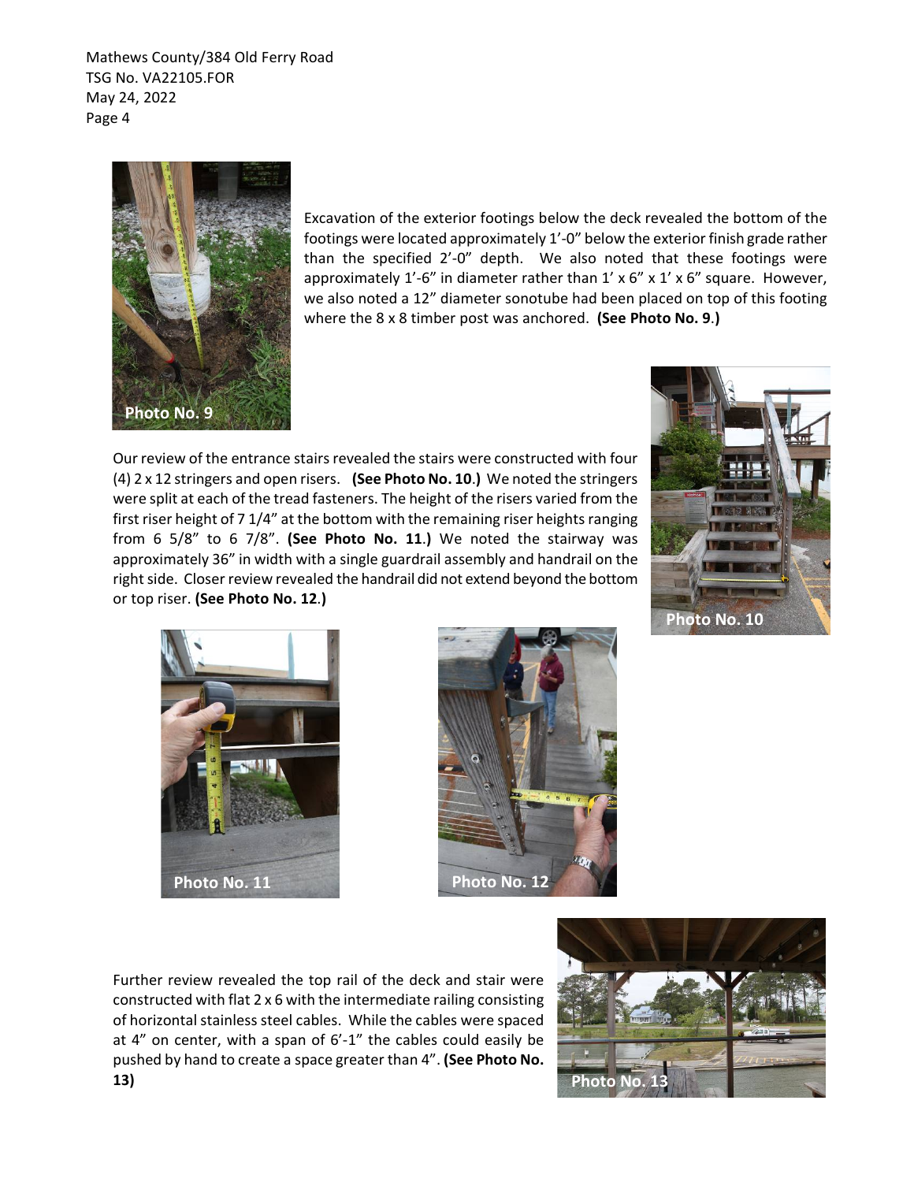Excavation of the exterior footings below the deck revealed the bottom of the footings were located approximately 1'-0" below the exterior finish grade rather than the specified 2'-0" depth. We also noted that these footings were approximately 1'-6" in diameter rather than 1' x 6" x 1' x 6" square. However, we also noted a 12" diameter sonotube had been placed on top of this footing where the 8 x 8 timber post was anchored. **(See Photo No. 9.)**

Photo No. 9

Our review of the entrance stairs revealed the stairs were constructed with four (4) 2 x 12 stringers and open risers. **(See Photo No. 10.)** We noted the stringers were split at each of the tread fasteners. The height of the risers varied from the first riser height of 7 1/4" at the bottom with the remaining riser heights ranging from 6 5/8" to 6 7/8". **(See Photo No. 11.)** We noted the stairway was approximately 36" in width with a single guardrail assembly and handrail on the right side. Closer review revealed the handrail did not extend beyond the bottom or top riser. **(See Photo No. 12.)**

Photo No. 10

Photo No. 11

Photo No. 12

Further review revealed the top rail of the deck and stair were constructed with flat 2 x 6 with the intermediate railing consisting of horizontal stainless steel cables. While the cables were spaced at 4" on center, with a span of 6'-1" the cables could easily be pushed by hand to create a space greater than 4". **(See Photo No. 13)**

Photo No. 13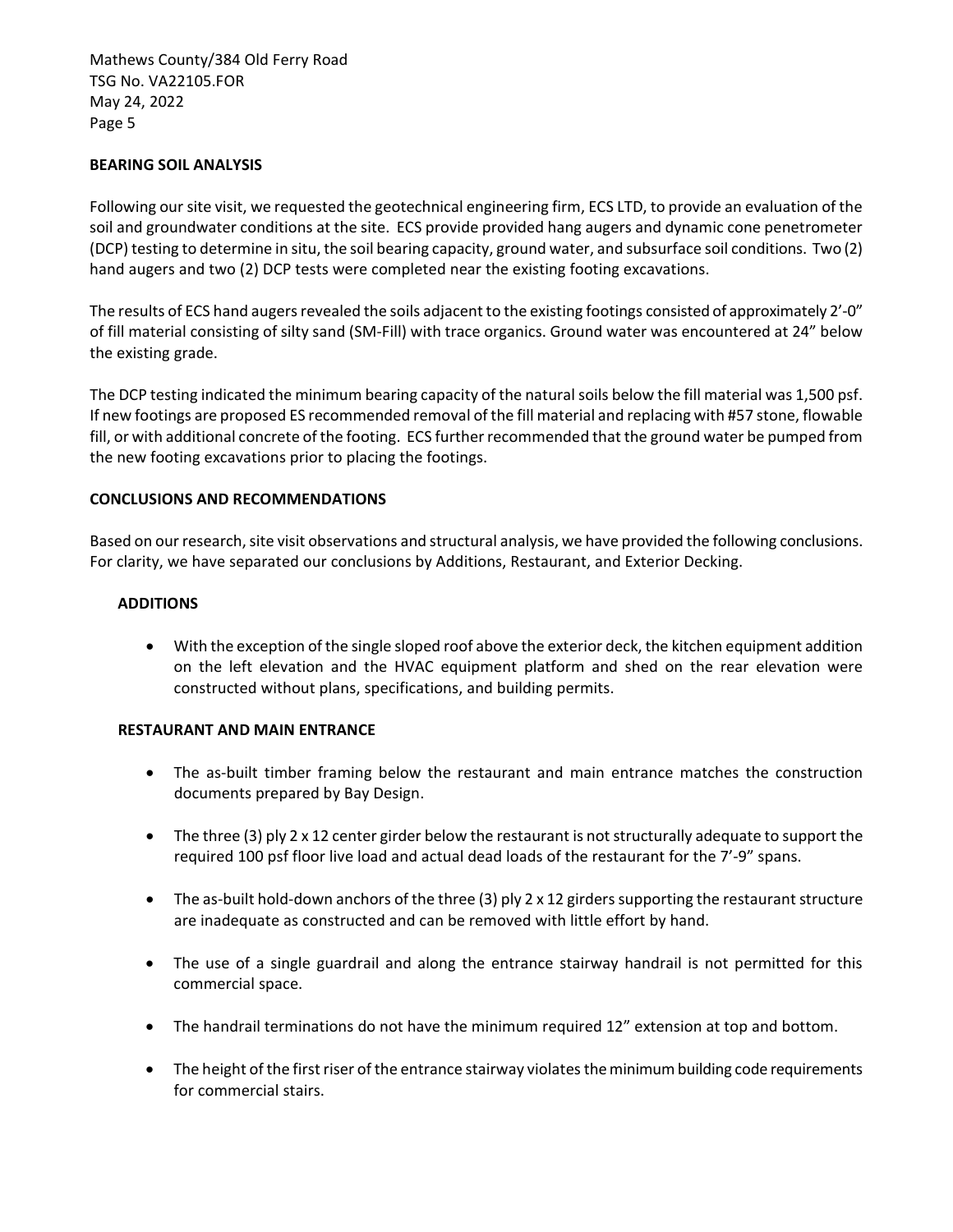## BEARING SOIL ANALYSIS

Following our site visit, we requested the geotechnical engineering firm, ECS LTD, to provide an evaluation of the soil and groundwater conditions at the site. ECS provide provided hang augers and dynamic cone penetrometer (DCP) testing to determine in situ, the soil bearing capacity, ground water, and subsurface soil conditions. Two (2) hand augers and two (2) DCP tests were completed near the existing footing excavations.

The results of ECS hand augers revealed the soils adjacent to the existing footings consisted of approximately 2'-0" of fill material consisting of silty sand (SM-Fill) with trace organics. Ground water was encountered at 24" below the existing grade.

The DCP testing indicated the minimum bearing capacity of the natural soils below the fill material was 1,500 psf. If new footings are proposed ES recommended removal of the fill material and replacing with #57 stone, flowable fill, or with additional concrete of the footing. ECS further recommended that the ground water be pumped from the new footing excavations prior to placing the footings.

## CONCLUSIONS AND RECOMMENDATIONS

Based on our research, site visit observations and structural analysis, we have provided the following conclusions. For clarity, we have separated our conclusions by Additions, Restaurant, and Exterior Decking.

### ADDITIONS

- With the exception of the single sloped roof above the exterior deck, the kitchen equipment addition on the left elevation and the HVAC equipment platform and shed on the rear elevation were constructed without plans, specifications, and building permits.

### RESTAURANT AND MAIN ENTRANCE

- The as-built timber framing below the restaurant and main entrance matches the construction documents prepared by Bay Design.
- The three (3) ply 2 x 12 center girder below the restaurant is not structurally adequate to support the required 100 psf floor live load and actual dead loads of the restaurant for the 7'-9" spans.
- The as-built hold-down anchors of the three (3) ply 2 x 12 girders supporting the restaurant structure are inadequate as constructed and can be removed with little effort by hand.
- The use of a single guardrail and along the entrance stairway handrail is not permitted for this commercial space.
- The handrail terminations do not have the minimum required 12" extension at top and bottom.
- The height of the first riser of the entrance stairway violates the minimum building code requirements for commercial stairs.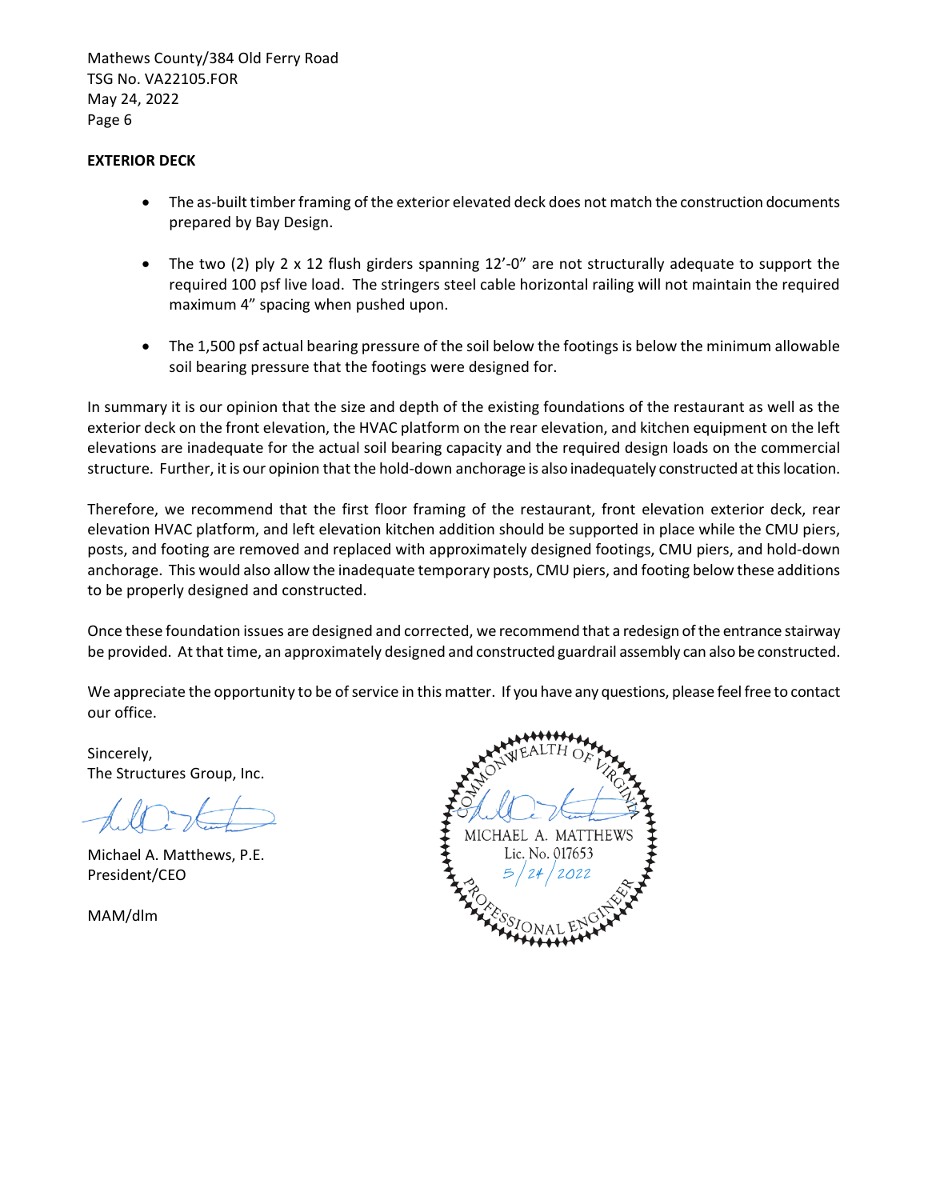**EXTERIOR DECK**

- The as-built timber framing of the exterior elevated deck does not match the construction documents prepared by Bay Design.
- The two (2) ply 2 x 12 flush girders spanning 12'-0" are not structurally adequate to support the required 100 psf live load. The stringers steel cable horizontal railing will not maintain the required maximum 4" spacing when pushed upon.
- The 1,500 psf actual bearing pressure of the soil below the footings is below the minimum allowable soil bearing pressure that the footings were designed for.

In summary it is our opinion that the size and depth of the existing foundations of the restaurant as well as the exterior deck on the front elevation, the HVAC platform on the rear elevation, and kitchen equipment on the left elevations are inadequate for the actual soil bearing capacity and the required design loads on the commercial structure. Further, it is our opinion that the hold-down anchorage is also inadequately constructed at this location.

Therefore, we recommend that the first floor framing of the restaurant, front elevation exterior deck, rear elevation HVAC platform, and left elevation kitchen addition should be supported in place while the CMU piers, posts, and footing are removed and replaced with approximately designed footings, CMU piers, and hold-down anchorage. This would also allow the inadequate temporary posts, CMU piers, and footing below these additions to be properly designed and constructed.

Once these foundation issues are designed and corrected, we recommend that a redesign of the entrance stairway be provided. At that time, an approximately designed and constructed guardrail assembly can also be constructed.

We appreciate the opportunity to be of service in this matter. If you have any questions, please feel free to contact our office.

Sincerely,
The Structures Group, Inc.

Michael A. Matthews, P.E.
President/CEO

MAM/dlm

COMMONWEALTH OF VIRGINIA
MICHAEL A. MATTHEWS
Lic. No. 017653
5/24/2022
PROFESSIONAL ENGINEER